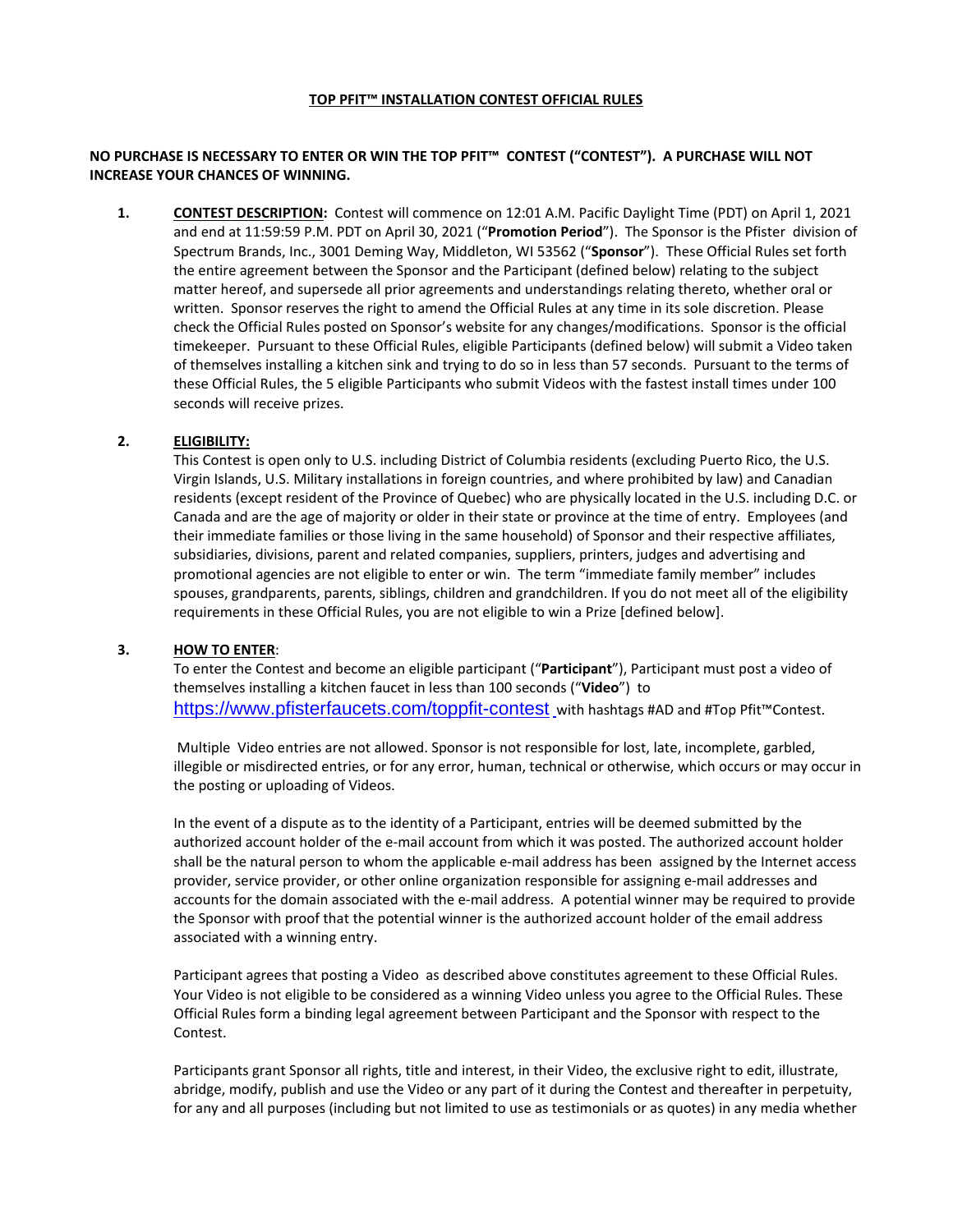# TOP PFIT™ INSTALLATION CONTEST OFFICIAL RULES

**NO PURCHASE IS NECESSARY TO ENTER OR WIN THE TOP PFIT™ CONTEST ("CONTEST"). A PURCHASE WILL NOT INCREASE YOUR CHANCES OF WINNING.**

1. **CONTEST DESCRIPTION:** Contest will commence on 12:01 A.M. Pacific Daylight Time (PDT) on April 1, 2021 and end at 11:59:59 P.M. PDT on April 30, 2021 ("**Promotion Period**"). The Sponsor is the Pfister division of Spectrum Brands, Inc., 3001 Deming Way, Middleton, WI 53562 ("**Sponsor**"). These Official Rules set forth the entire agreement between the Sponsor and the Participant (defined below) relating to the subject matter hereof, and supersede all prior agreements and understandings relating thereto, whether oral or written. Sponsor reserves the right to amend the Official Rules at any time in its sole discretion. Please check the Official Rules posted on Sponsor's website for any changes/modifications. Sponsor is the official timekeeper. Pursuant to these Official Rules, eligible Participants (defined below) will submit a Video taken of themselves installing a kitchen sink and trying to do so in less than 57 seconds. Pursuant to the terms of these Official Rules, the 5 eligible Participants who submit Videos with the fastest install times under 100 seconds will receive prizes.

2. **ELIGIBILITY:**
   This Contest is open only to U.S. including District of Columbia residents (excluding Puerto Rico, the U.S. Virgin Islands, U.S. Military installations in foreign countries, and where prohibited by law) and Canadian residents (except resident of the Province of Quebec) who are physically located in the U.S. including D.C. or Canada and are the age of majority or older in their state or province at the time of entry. Employees (and their immediate families or those living in the same household) of Sponsor and their respective affiliates, subsidiaries, divisions, parent and related companies, suppliers, printers, judges and advertising and promotional agencies are not eligible to enter or win. The term "immediate family member" includes spouses, grandparents, parents, siblings, children and grandchildren. If you do not meet all of the eligibility requirements in these Official Rules, you are not eligible to win a Prize [defined below].

3. **HOW TO ENTER**:
   To enter the Contest and become an eligible participant ("**Participant**"), Participant must post a video of themselves installing a kitchen faucet in less than 100 seconds ("**Video**") to https://www.pfisterfaucets.com/toppfit-contest with hashtags #AD and #Top Pfit™Contest.

   Multiple Video entries are not allowed. Sponsor is not responsible for lost, late, incomplete, garbled, illegible or misdirected entries, or for any error, human, technical or otherwise, which occurs or may occur in the posting or uploading of Videos.

   In the event of a dispute as to the identity of a Participant, entries will be deemed submitted by the authorized account holder of the e-mail account from which it was posted. The authorized account holder shall be the natural person to whom the applicable e-mail address has been assigned by the Internet access provider, service provider, or other online organization responsible for assigning e-mail addresses and accounts for the domain associated with the e-mail address. A potential winner may be required to provide the Sponsor with proof that the potential winner is the authorized account holder of the email address associated with a winning entry.

   Participant agrees that posting a Video as described above constitutes agreement to these Official Rules. Your Video is not eligible to be considered as a winning Video unless you agree to the Official Rules. These Official Rules form a binding legal agreement between Participant and the Sponsor with respect to the Contest.

   Participants grant Sponsor all rights, title and interest, in their Video, the exclusive right to edit, illustrate, abridge, modify, publish and use the Video or any part of it during the Contest and thereafter in perpetuity, for any and all purposes (including but not limited to use as testimonials or as quotes) in any media whether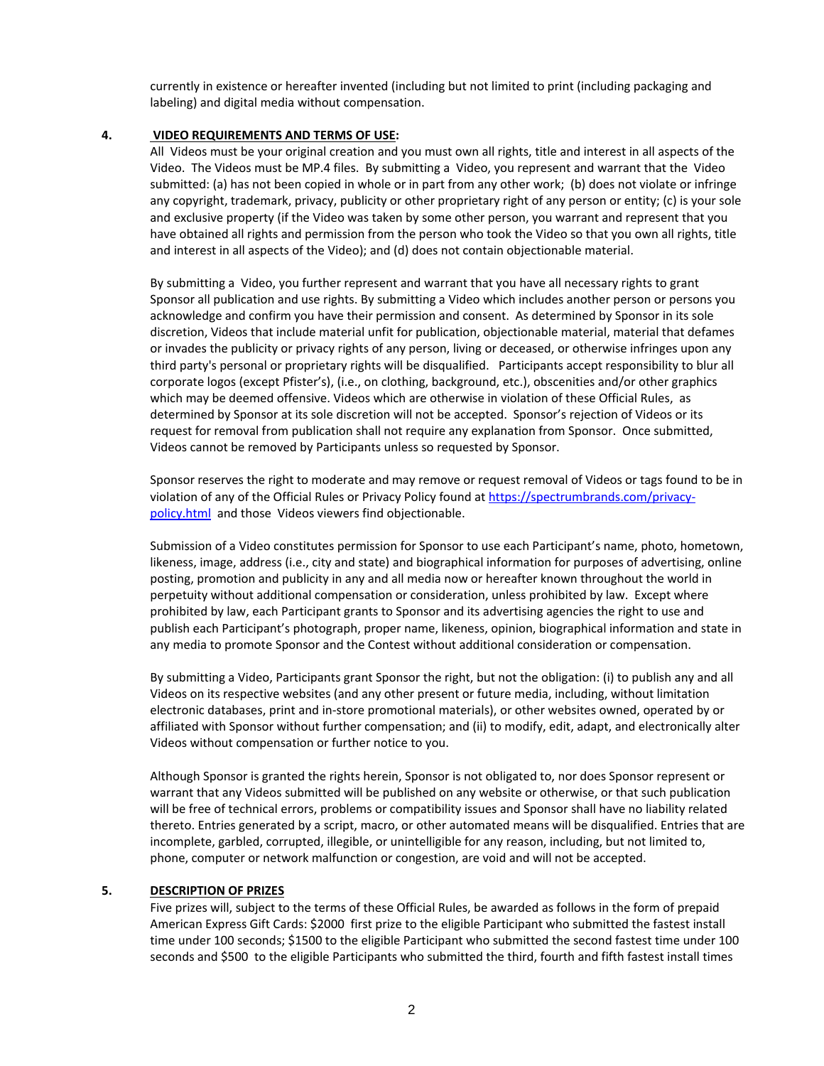currently in existence or hereafter invented (including but not limited to print (including packaging and labeling) and digital media without compensation.

**4. VIDEO REQUIREMENTS AND TERMS OF USE:**

All Videos must be your original creation and you must own all rights, title and interest in all aspects of the Video. The Videos must be MP.4 files. By submitting a Video, you represent and warrant that the Video submitted: (a) has not been copied in whole or in part from any other work; (b) does not violate or infringe any copyright, trademark, privacy, publicity or other proprietary right of any person or entity; (c) is your sole and exclusive property (if the Video was taken by some other person, you warrant and represent that you have obtained all rights and permission from the person who took the Video so that you own all rights, title and interest in all aspects of the Video); and (d) does not contain objectionable material.

By submitting a Video, you further represent and warrant that you have all necessary rights to grant Sponsor all publication and use rights. By submitting a Video which includes another person or persons you acknowledge and confirm you have their permission and consent. As determined by Sponsor in its sole discretion, Videos that include material unfit for publication, objectionable material, material that defames or invades the publicity or privacy rights of any person, living or deceased, or otherwise infringes upon any third party's personal or proprietary rights will be disqualified. Participants accept responsibility to blur all corporate logos (except Pfister's), (i.e., on clothing, background, etc.), obscenities and/or other graphics which may be deemed offensive. Videos which are otherwise in violation of these Official Rules, as determined by Sponsor at its sole discretion will not be accepted. Sponsor's rejection of Videos or its request for removal from publication shall not require any explanation from Sponsor. Once submitted, Videos cannot be removed by Participants unless so requested by Sponsor.

Sponsor reserves the right to moderate and may remove or request removal of Videos or tags found to be in violation of any of the Official Rules or Privacy Policy found at [https://spectrumbrands.com/privacy-policy.html](https://spectrumbrands.com/privacy-policy.html) and those Videos viewers find objectionable.

Submission of a Video constitutes permission for Sponsor to use each Participant's name, photo, hometown, likeness, image, address (i.e., city and state) and biographical information for purposes of advertising, online posting, promotion and publicity in any and all media now or hereafter known throughout the world in perpetuity without additional compensation or consideration, unless prohibited by law. Except where prohibited by law, each Participant grants to Sponsor and its advertising agencies the right to use and publish each Participant's photograph, proper name, likeness, opinion, biographical information and state in any media to promote Sponsor and the Contest without additional consideration or compensation.

By submitting a Video, Participants grant Sponsor the right, but not the obligation: (i) to publish any and all Videos on its respective websites (and any other present or future media, including, without limitation electronic databases, print and in-store promotional materials), or other websites owned, operated by or affiliated with Sponsor without further compensation; and (ii) to modify, edit, adapt, and electronically alter Videos without compensation or further notice to you.

Although Sponsor is granted the rights herein, Sponsor is not obligated to, nor does Sponsor represent or warrant that any Videos submitted will be published on any website or otherwise, or that such publication will be free of technical errors, problems or compatibility issues and Sponsor shall have no liability related thereto. Entries generated by a script, macro, or other automated means will be disqualified. Entries that are incomplete, garbled, corrupted, illegible, or unintelligible for any reason, including, but not limited to, phone, computer or network malfunction or congestion, are void and will not be accepted.

**5. DESCRIPTION OF PRIZES**

Five prizes will, subject to the terms of these Official Rules, be awarded as follows in the form of prepaid American Express Gift Cards: $2000 first prize to the eligible Participant who submitted the fastest install time under 100 seconds; $1500 to the eligible Participant who submitted the second fastest time under 100 seconds and $500 to the eligible Participants who submitted the third, fourth and fifth fastest install times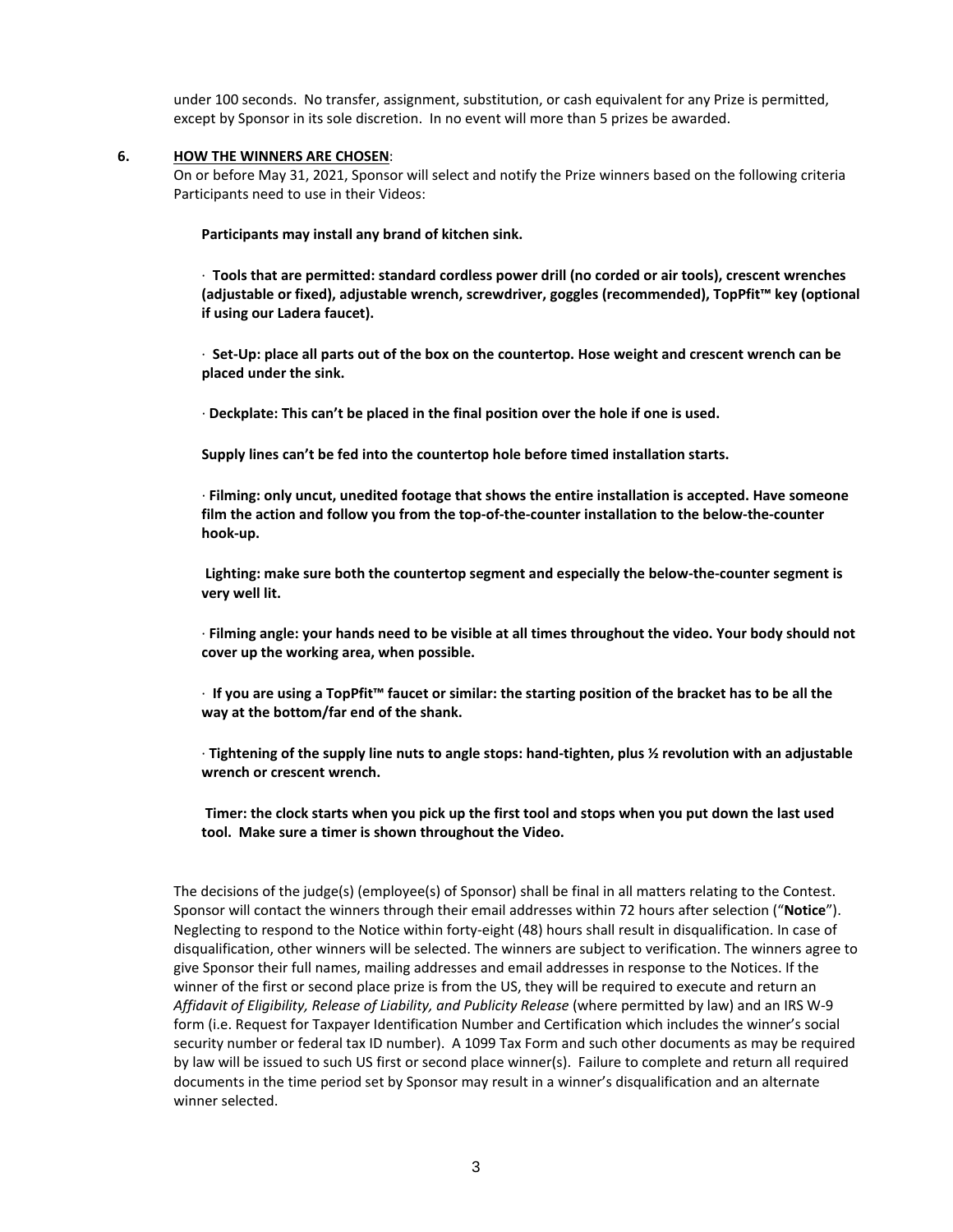under 100 seconds. No transfer, assignment, substitution, or cash equivalent for any Prize is permitted, except by Sponsor in its sole discretion. In no event will more than 5 prizes be awarded.

**6. HOW THE WINNERS ARE CHOSEN**:

On or before May 31, 2021, Sponsor will select and notify the Prize winners based on the following criteria Participants need to use in their Videos:

**Participants may install any brand of kitchen sink.**

· **Tools that are permitted: standard cordless power drill (no corded or air tools), crescent wrenches (adjustable or fixed), adjustable wrench, screwdriver, goggles (recommended), TopPfit™ key (optional if using our Ladera faucet).**

· **Set-Up: place all parts out of the box on the countertop. Hose weight and crescent wrench can be placed under the sink.**

· **Deckplate: This can't be placed in the final position over the hole if one is used.**

**Supply lines can't be fed into the countertop hole before timed installation starts.**

· **Filming: only uncut, unedited footage that shows the entire installation is accepted. Have someone film the action and follow you from the top-of-the-counter installation to the below-the-counter hook-up.**

**Lighting: make sure both the countertop segment and especially the below-the-counter segment is very well lit.**

· **Filming angle: your hands need to be visible at all times throughout the video. Your body should not cover up the working area, when possible.**

· **If you are using a TopPfit™ faucet or similar: the starting position of the bracket has to be all the way at the bottom/far end of the shank.**

· **Tightening of the supply line nuts to angle stops: hand-tighten, plus ½ revolution with an adjustable wrench or crescent wrench.**

**Timer: the clock starts when you pick up the first tool and stops when you put down the last used tool. Make sure a timer is shown throughout the Video.**

The decisions of the judge(s) (employee(s) of Sponsor) shall be final in all matters relating to the Contest. Sponsor will contact the winners through their email addresses within 72 hours after selection ("**Notice**"). Neglecting to respond to the Notice within forty-eight (48) hours shall result in disqualification. In case of disqualification, other winners will be selected. The winners are subject to verification. The winners agree to give Sponsor their full names, mailing addresses and email addresses in response to the Notices. If the winner of the first or second place prize is from the US, they will be required to execute and return an *Affidavit of Eligibility, Release of Liability, and Publicity Release* (where permitted by law) and an IRS W-9 form (i.e. Request for Taxpayer Identification Number and Certification which includes the winner's social security number or federal tax ID number). A 1099 Tax Form and such other documents as may be required by law will be issued to such US first or second place winner(s). Failure to complete and return all required documents in the time period set by Sponsor may result in a winner's disqualification and an alternate winner selected.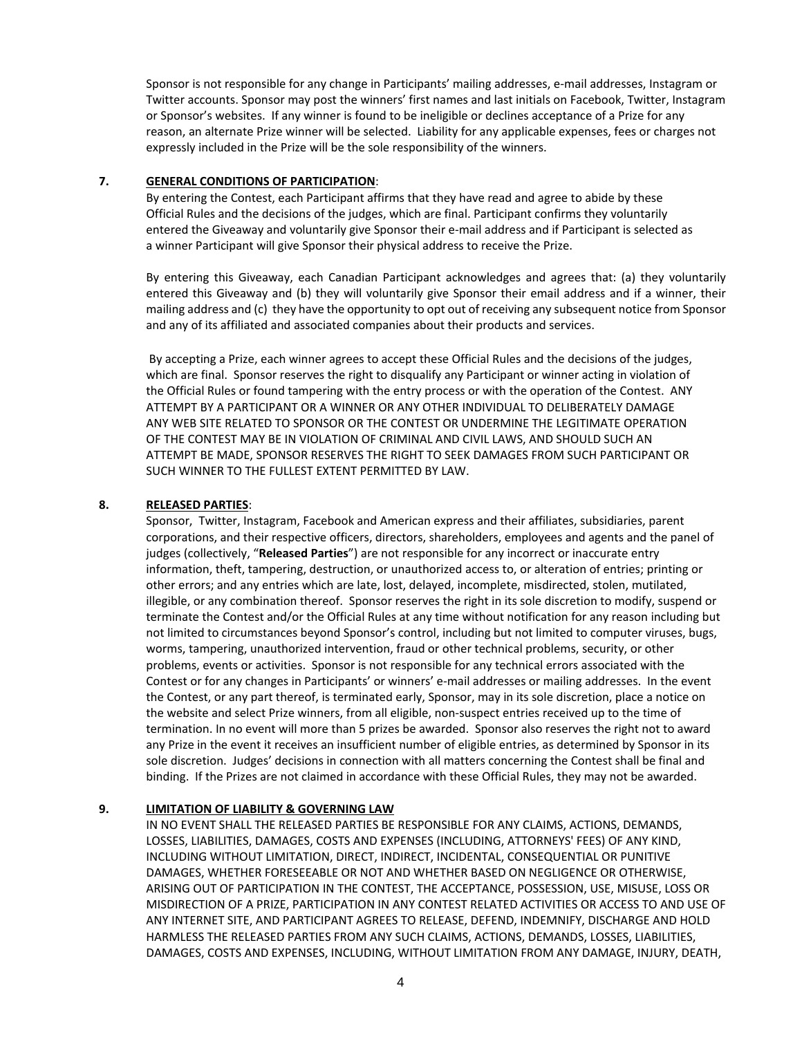Sponsor is not responsible for any change in Participants' mailing addresses, e-mail addresses, Instagram or Twitter accounts. Sponsor may post the winners' first names and last initials on Facebook, Twitter, Instagram or Sponsor's websites. If any winner is found to be ineligible or declines acceptance of a Prize for any reason, an alternate Prize winner will be selected. Liability for any applicable expenses, fees or charges not expressly included in the Prize will be the sole responsibility of the winners.

**7. GENERAL CONDITIONS OF PARTICIPATION**:

By entering the Contest, each Participant affirms that they have read and agree to abide by these Official Rules and the decisions of the judges, which are final. Participant confirms they voluntarily entered the Giveaway and voluntarily give Sponsor their e-mail address and if Participant is selected as a winner Participant will give Sponsor their physical address to receive the Prize.

By entering this Giveaway, each Canadian Participant acknowledges and agrees that: (a) they voluntarily entered this Giveaway and (b) they will voluntarily give Sponsor their email address and if a winner, their mailing address and (c) they have the opportunity to opt out of receiving any subsequent notice from Sponsor and any of its affiliated and associated companies about their products and services.

By accepting a Prize, each winner agrees to accept these Official Rules and the decisions of the judges, which are final. Sponsor reserves the right to disqualify any Participant or winner acting in violation of the Official Rules or found tampering with the entry process or with the operation of the Contest. ANY ATTEMPT BY A PARTICIPANT OR A WINNER OR ANY OTHER INDIVIDUAL TO DELIBERATELY DAMAGE ANY WEB SITE RELATED TO SPONSOR OR THE CONTEST OR UNDERMINE THE LEGITIMATE OPERATION OF THE CONTEST MAY BE IN VIOLATION OF CRIMINAL AND CIVIL LAWS, AND SHOULD SUCH AN ATTEMPT BE MADE, SPONSOR RESERVES THE RIGHT TO SEEK DAMAGES FROM SUCH PARTICIPANT OR SUCH WINNER TO THE FULLEST EXTENT PERMITTED BY LAW.

**8. RELEASED PARTIES**:

Sponsor, Twitter, Instagram, Facebook and American express and their affiliates, subsidiaries, parent corporations, and their respective officers, directors, shareholders, employees and agents and the panel of judges (collectively, "**Released Parties**") are not responsible for any incorrect or inaccurate entry information, theft, tampering, destruction, or unauthorized access to, or alteration of entries; printing or other errors; and any entries which are late, lost, delayed, incomplete, misdirected, stolen, mutilated, illegible, or any combination thereof. Sponsor reserves the right in its sole discretion to modify, suspend or terminate the Contest and/or the Official Rules at any time without notification for any reason including but not limited to circumstances beyond Sponsor's control, including but not limited to computer viruses, bugs, worms, tampering, unauthorized intervention, fraud or other technical problems, security, or other problems, events or activities. Sponsor is not responsible for any technical errors associated with the Contest or for any changes in Participants' or winners' e-mail addresses or mailing addresses. In the event the Contest, or any part thereof, is terminated early, Sponsor, may in its sole discretion, place a notice on the website and select Prize winners, from all eligible, non-suspect entries received up to the time of termination. In no event will more than 5 prizes be awarded. Sponsor also reserves the right not to award any Prize in the event it receives an insufficient number of eligible entries, as determined by Sponsor in its sole discretion. Judges' decisions in connection with all matters concerning the Contest shall be final and binding. If the Prizes are not claimed in accordance with these Official Rules, they may not be awarded.

**9. LIMITATION OF LIABILITY & GOVERNING LAW**

IN NO EVENT SHALL THE RELEASED PARTIES BE RESPONSIBLE FOR ANY CLAIMS, ACTIONS, DEMANDS, LOSSES, LIABILITIES, DAMAGES, COSTS AND EXPENSES (INCLUDING, ATTORNEYS' FEES) OF ANY KIND, INCLUDING WITHOUT LIMITATION, DIRECT, INDIRECT, INCIDENTAL, CONSEQUENTIAL OR PUNITIVE DAMAGES, WHETHER FORESEEABLE OR NOT AND WHETHER BASED ON NEGLIGENCE OR OTHERWISE, ARISING OUT OF PARTICIPATION IN THE CONTEST, THE ACCEPTANCE, POSSESSION, USE, MISUSE, LOSS OR MISDIRECTION OF A PRIZE, PARTICIPATION IN ANY CONTEST RELATED ACTIVITIES OR ACCESS TO AND USE OF ANY INTERNET SITE, AND PARTICIPANT AGREES TO RELEASE, DEFEND, INDEMNIFY, DISCHARGE AND HOLD HARMLESS THE RELEASED PARTIES FROM ANY SUCH CLAIMS, ACTIONS, DEMANDS, LOSSES, LIABILITIES, DAMAGES, COSTS AND EXPENSES, INCLUDING, WITHOUT LIMITATION FROM ANY DAMAGE, INJURY, DEATH,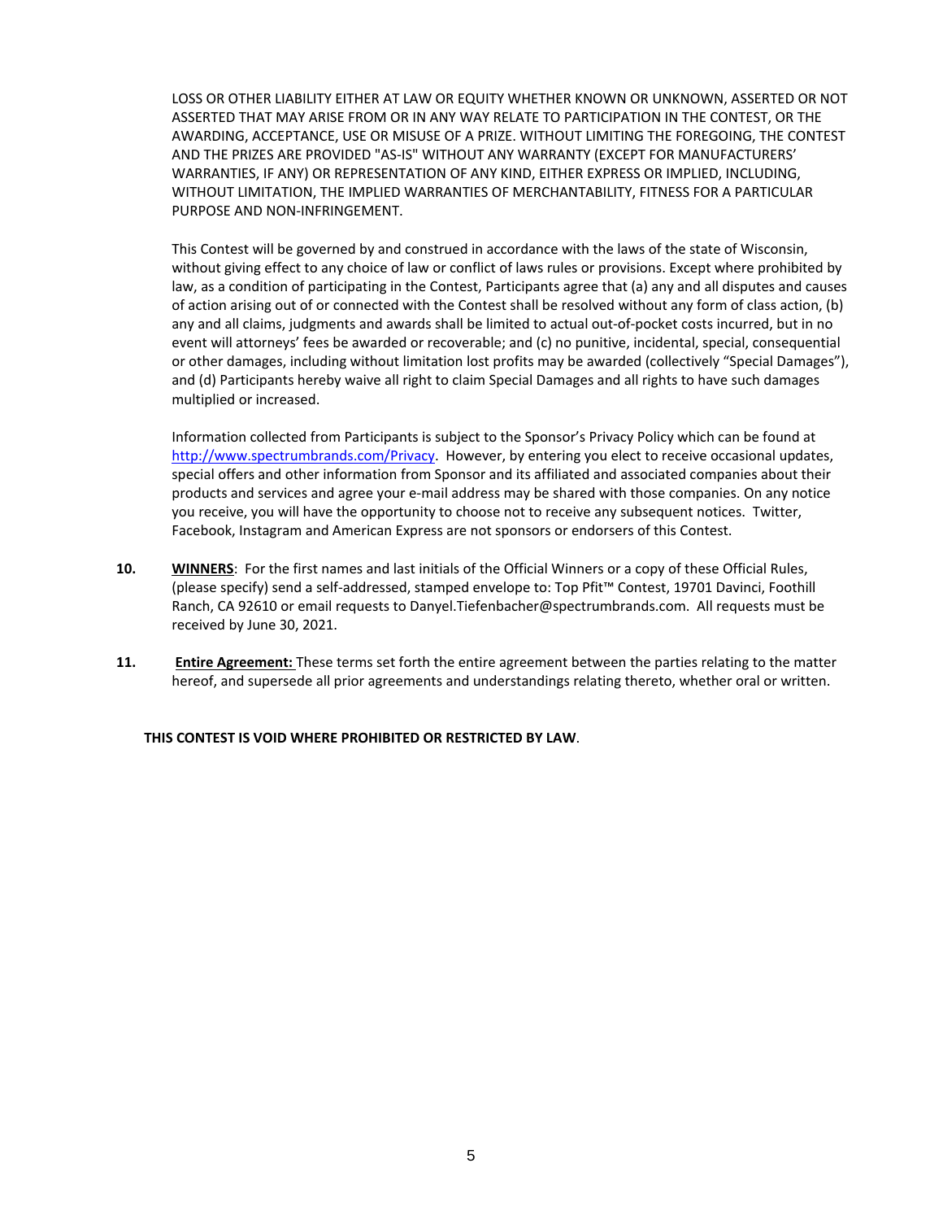LOSS OR OTHER LIABILITY EITHER AT LAW OR EQUITY WHETHER KNOWN OR UNKNOWN, ASSERTED OR NOT ASSERTED THAT MAY ARISE FROM OR IN ANY WAY RELATE TO PARTICIPATION IN THE CONTEST, OR THE AWARDING, ACCEPTANCE, USE OR MISUSE OF A PRIZE. WITHOUT LIMITING THE FOREGOING, THE CONTEST AND THE PRIZES ARE PROVIDED "AS-IS" WITHOUT ANY WARRANTY (EXCEPT FOR MANUFACTURERS' WARRANTIES, IF ANY) OR REPRESENTATION OF ANY KIND, EITHER EXPRESS OR IMPLIED, INCLUDING, WITHOUT LIMITATION, THE IMPLIED WARRANTIES OF MERCHANTABILITY, FITNESS FOR A PARTICULAR PURPOSE AND NON-INFRINGEMENT.

This Contest will be governed by and construed in accordance with the laws of the state of Wisconsin, without giving effect to any choice of law or conflict of laws rules or provisions. Except where prohibited by law, as a condition of participating in the Contest, Participants agree that (a) any and all disputes and causes of action arising out of or connected with the Contest shall be resolved without any form of class action, (b) any and all claims, judgments and awards shall be limited to actual out-of-pocket costs incurred, but in no event will attorneys' fees be awarded or recoverable; and (c) no punitive, incidental, special, consequential or other damages, including without limitation lost profits may be awarded (collectively "Special Damages"), and (d) Participants hereby waive all right to claim Special Damages and all rights to have such damages multiplied or increased.

Information collected from Participants is subject to the Sponsor's Privacy Policy which can be found at http://www.spectrumbrands.com/Privacy. However, by entering you elect to receive occasional updates, special offers and other information from Sponsor and its affiliated and associated companies about their products and services and agree your e-mail address may be shared with those companies. On any notice you receive, you will have the opportunity to choose not to receive any subsequent notices. Twitter, Facebook, Instagram and American Express are not sponsors or endorsers of this Contest.

**10.** **WINNERS**: For the first names and last initials of the Official Winners or a copy of these Official Rules, (please specify) send a self-addressed, stamped envelope to: Top Pfit™ Contest, 19701 Davinci, Foothill Ranch, CA 92610 or email requests to Danyel.Tiefenbacher@spectrumbrands.com. All requests must be received by June 30, 2021.

**11.** **Entire Agreement:** These terms set forth the entire agreement between the parties relating to the matter hereof, and supersede all prior agreements and understandings relating thereto, whether oral or written.

**THIS CONTEST IS VOID WHERE PROHIBITED OR RESTRICTED BY LAW**.